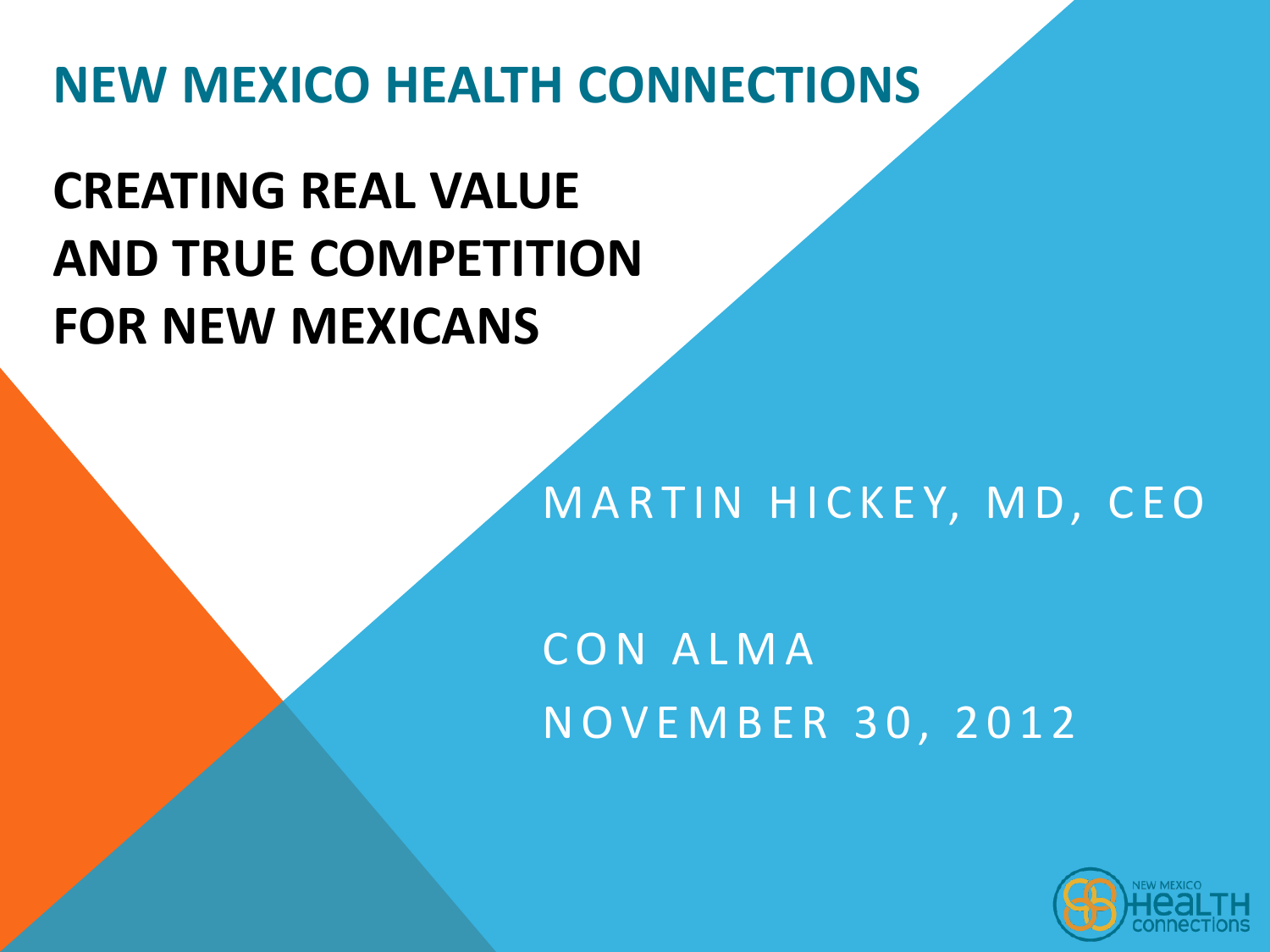# NEW MEXICO HEALTH CONNECTIONS

## CREATING REAL VALUE AND TRUE COMPETITION FOR NEW MEXICANS

MARTIN HICKEY, MD, CEO

CON ALMA

NOVEMBER 30, 2012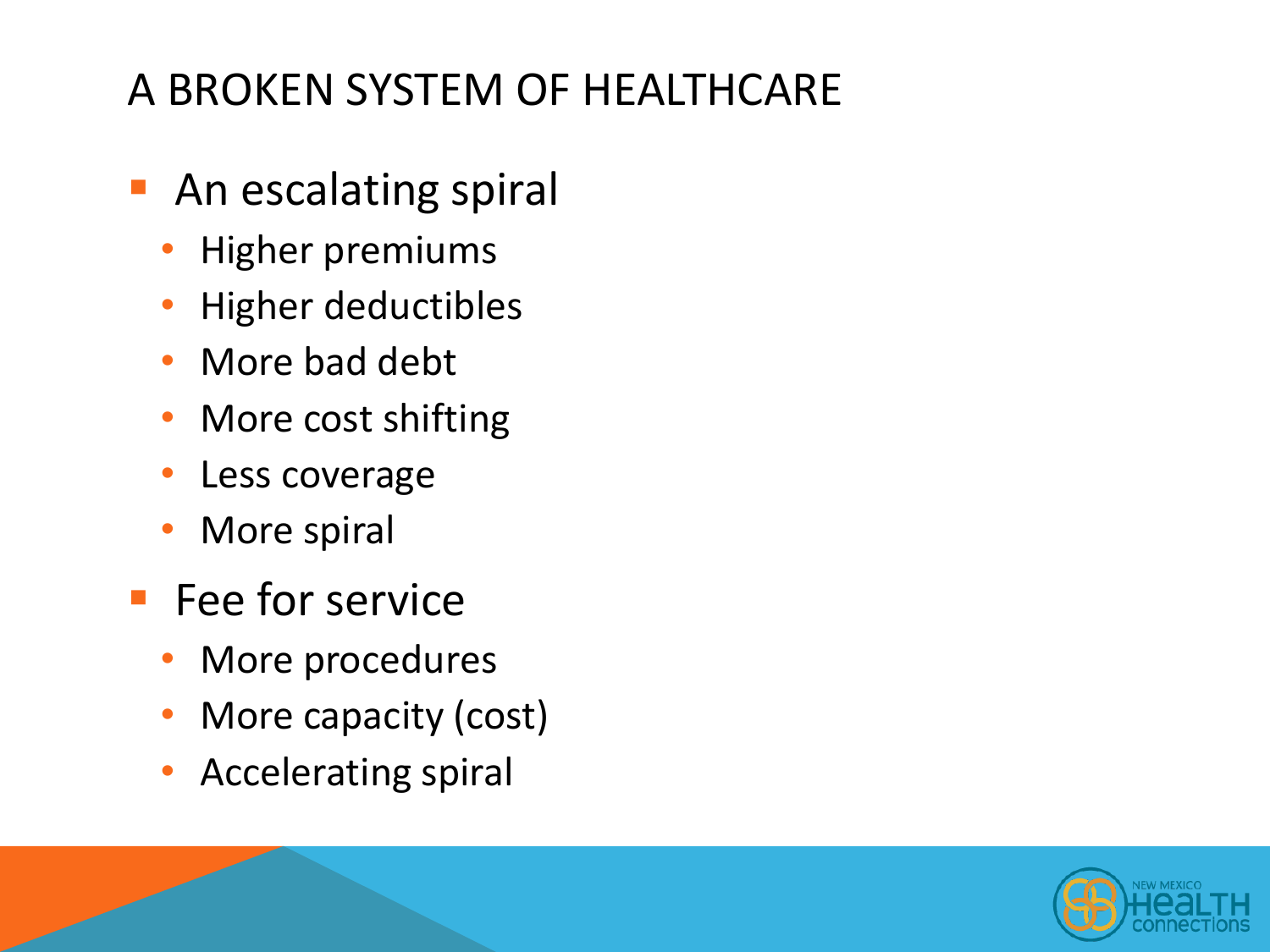# A BROKEN SYSTEM OF HEALTHCARE

- An escalating spiral
  - Higher premiums
  - Higher deductibles
  - More bad debt
  - More cost shifting
  - Less coverage
  - More spiral
- Fee for service
  - More procedures
  - More capacity (cost)
  - Accelerating spiral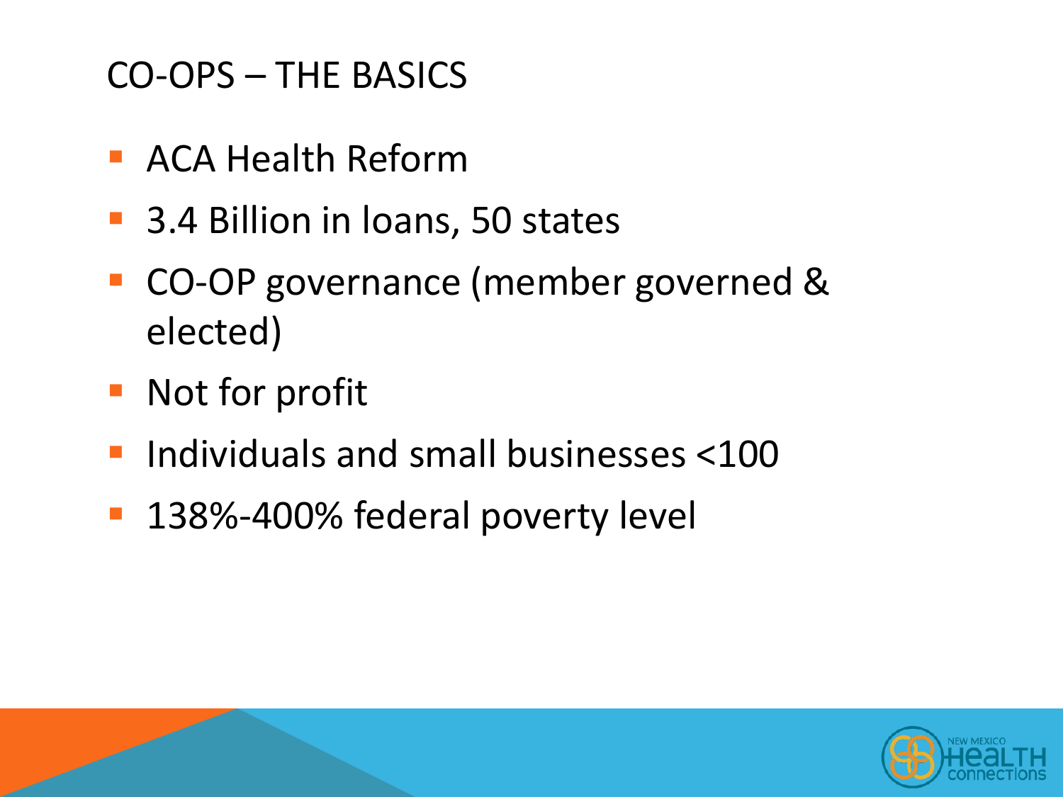# CO-OPS – THE BASICS

- ACA Health Reform
- 3.4 Billion in loans, 50 states
- CO-OP governance (member governed & elected)
- Not for profit
- Individuals and small businesses <100
- 138%-400% federal poverty level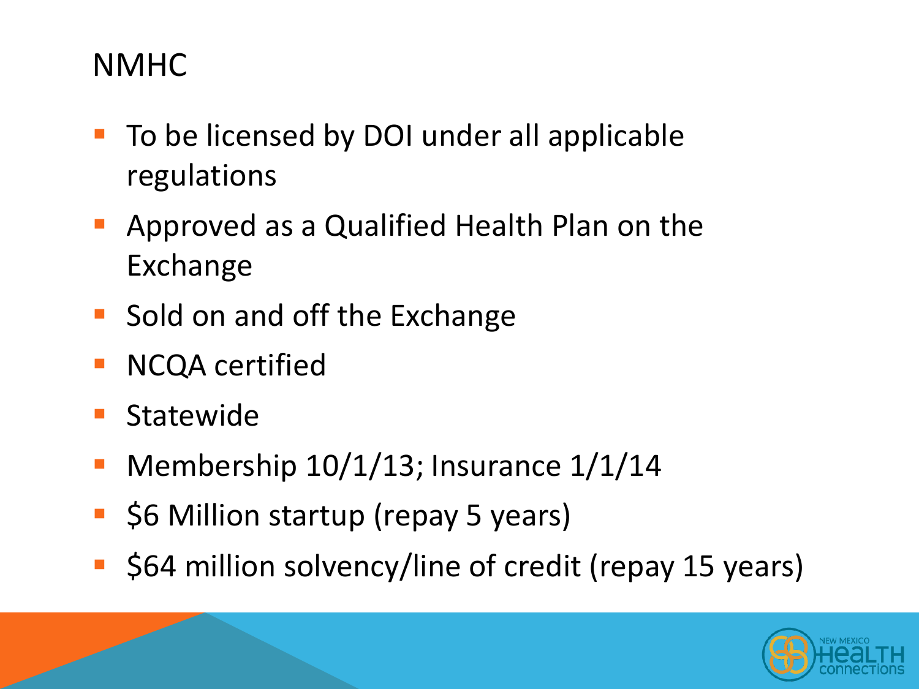# NMHC

- To be licensed by DOI under all applicable regulations
- Approved as a Qualified Health Plan on the Exchange
- Sold on and off the Exchange
- NCQA certified
- Statewide
- Membership 10/1/13; Insurance 1/1/14
- $6 Million startup (repay 5 years)
- $64 million solvency/line of credit (repay 15 years)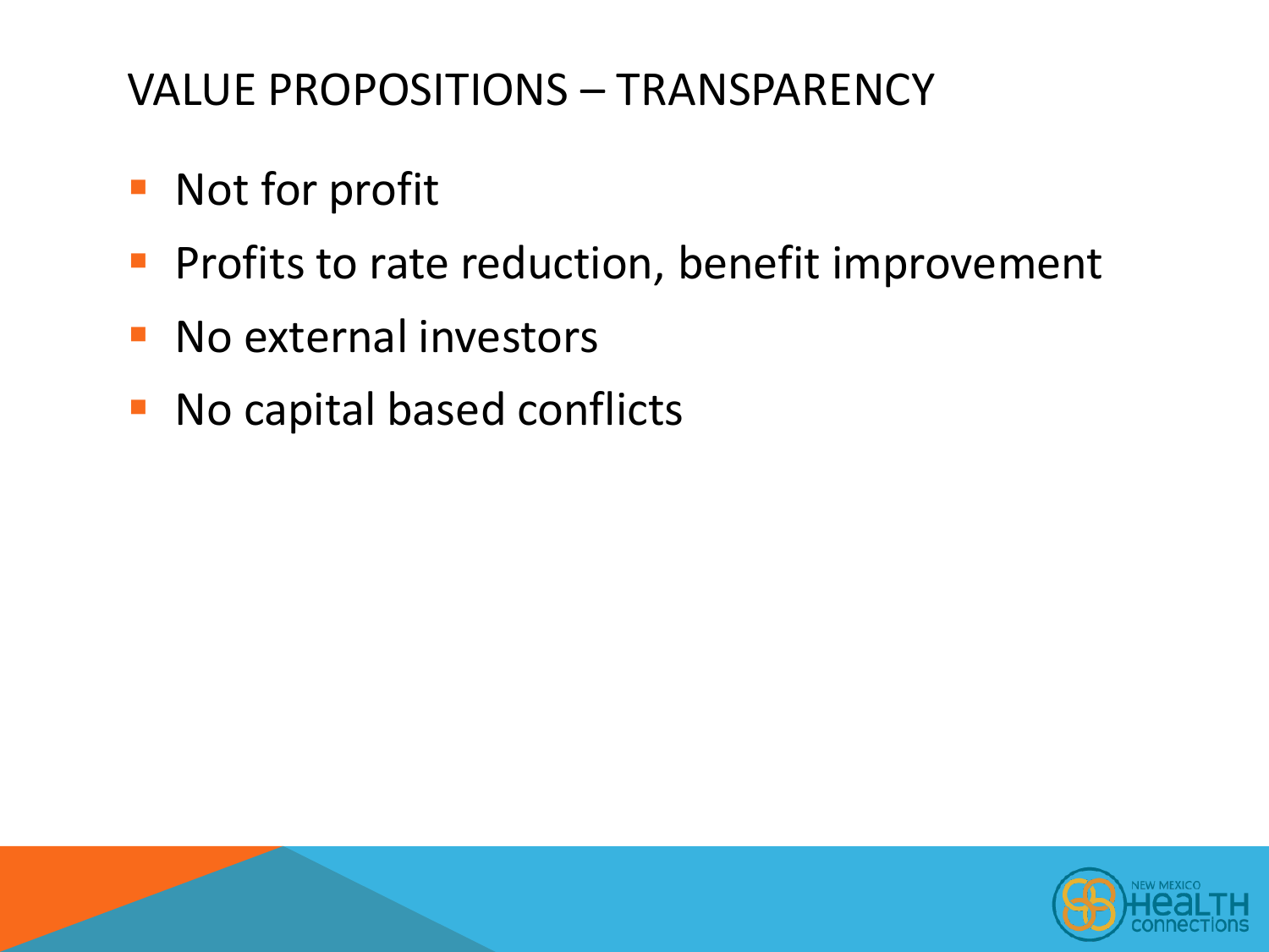# VALUE PROPOSITIONS – TRANSPARENCY

- Not for profit
- Profits to rate reduction, benefit improvement
- No external investors
- No capital based conflicts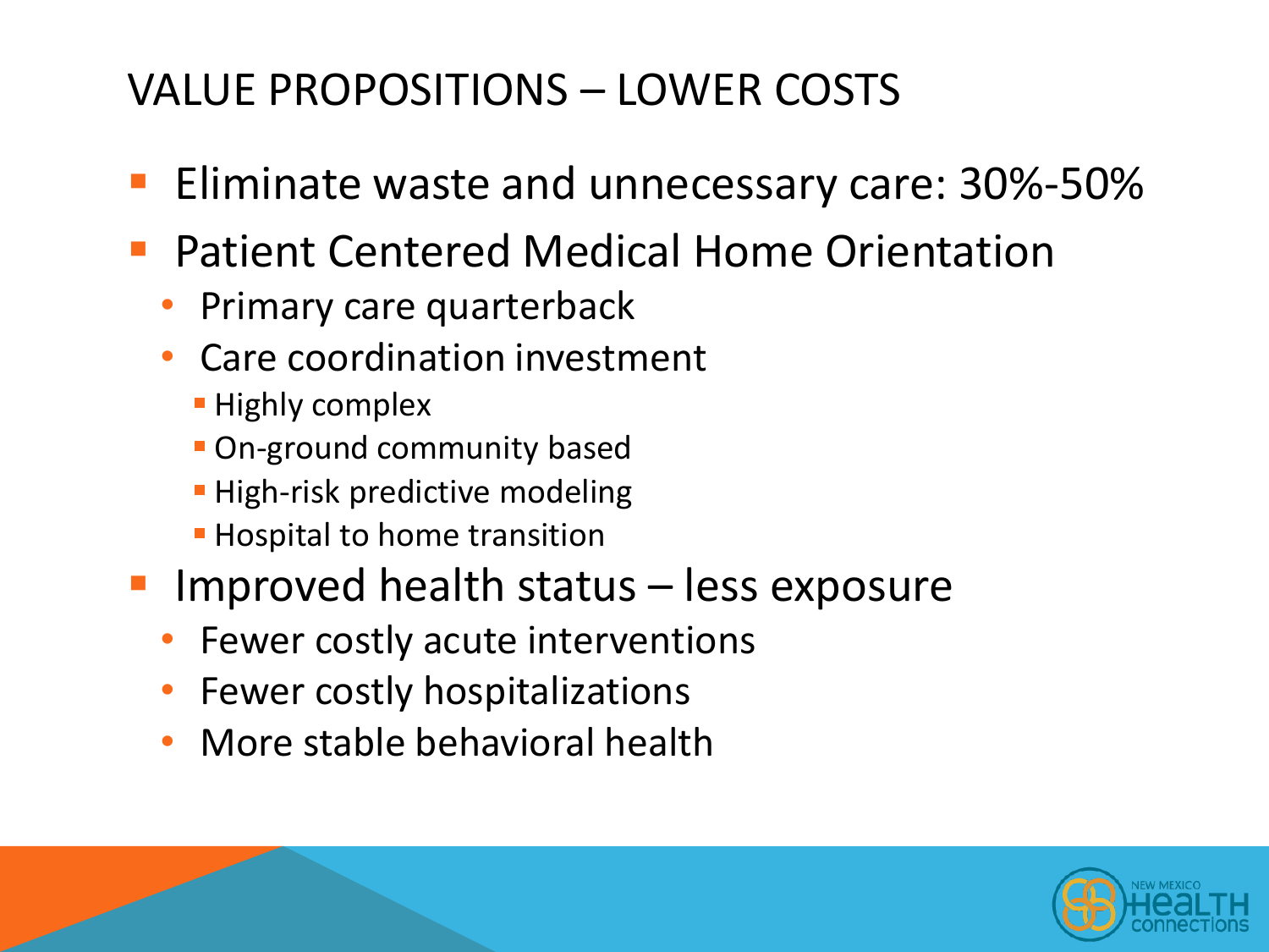# VALUE PROPOSITIONS – LOWER COSTS

- Eliminate waste and unnecessary care: 30%-50%
- Patient Centered Medical Home Orientation
  - Primary care quarterback
  - Care coordination investment
    - Highly complex
    - On-ground community based
    - High-risk predictive modeling
    - Hospital to home transition
- Improved health status – less exposure
  - Fewer costly acute interventions
  - Fewer costly hospitalizations
  - More stable behavioral health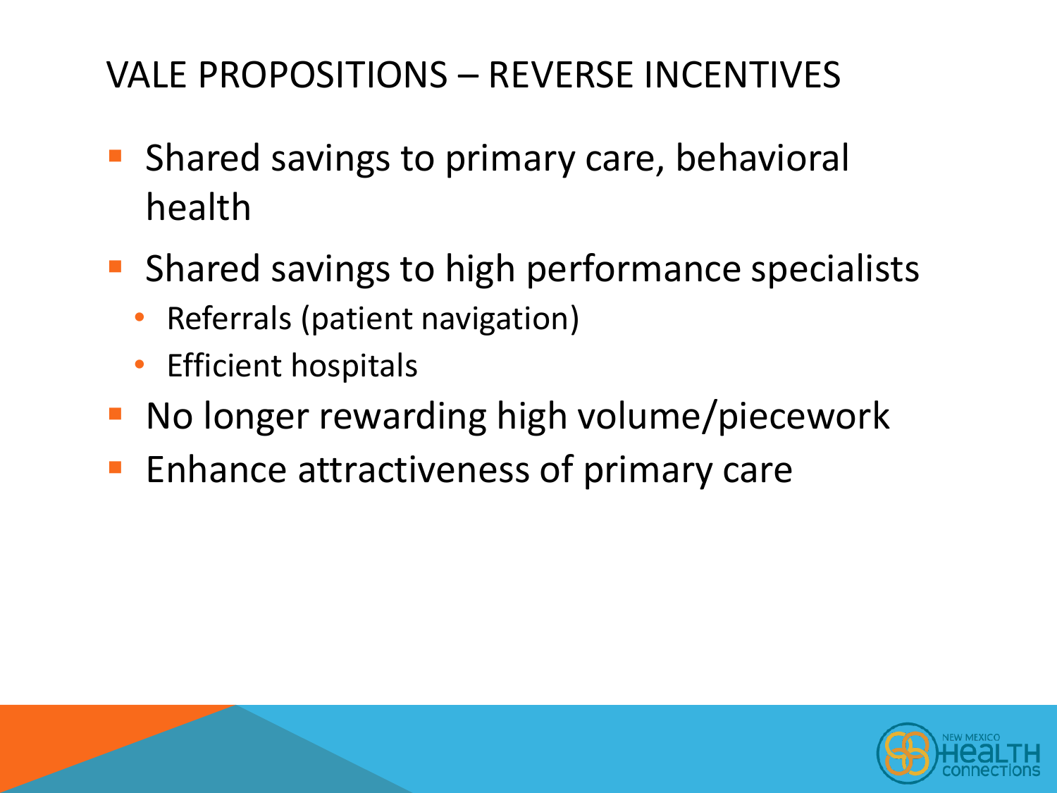# VALE PROPOSITIONS – REVERSE INCENTIVES

- Shared savings to primary care, behavioral health
- Shared savings to high performance specialists
  - Referrals (patient navigation)
  - Efficient hospitals
- No longer rewarding high volume/piecework
- Enhance attractiveness of primary care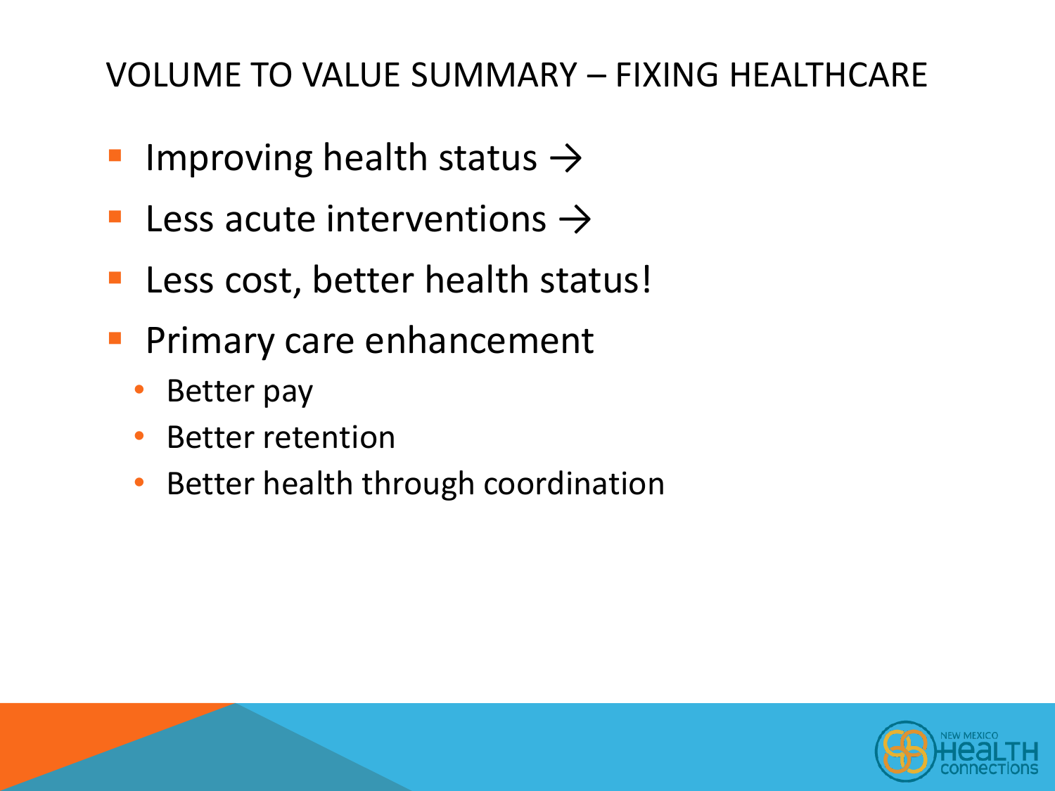# VOLUME TO VALUE SUMMARY – FIXING HEALTHCARE

- Improving health status →
- Less acute interventions →
- Less cost, better health status!
- Primary care enhancement
  - Better pay
  - Better retention
  - Better health through coordination